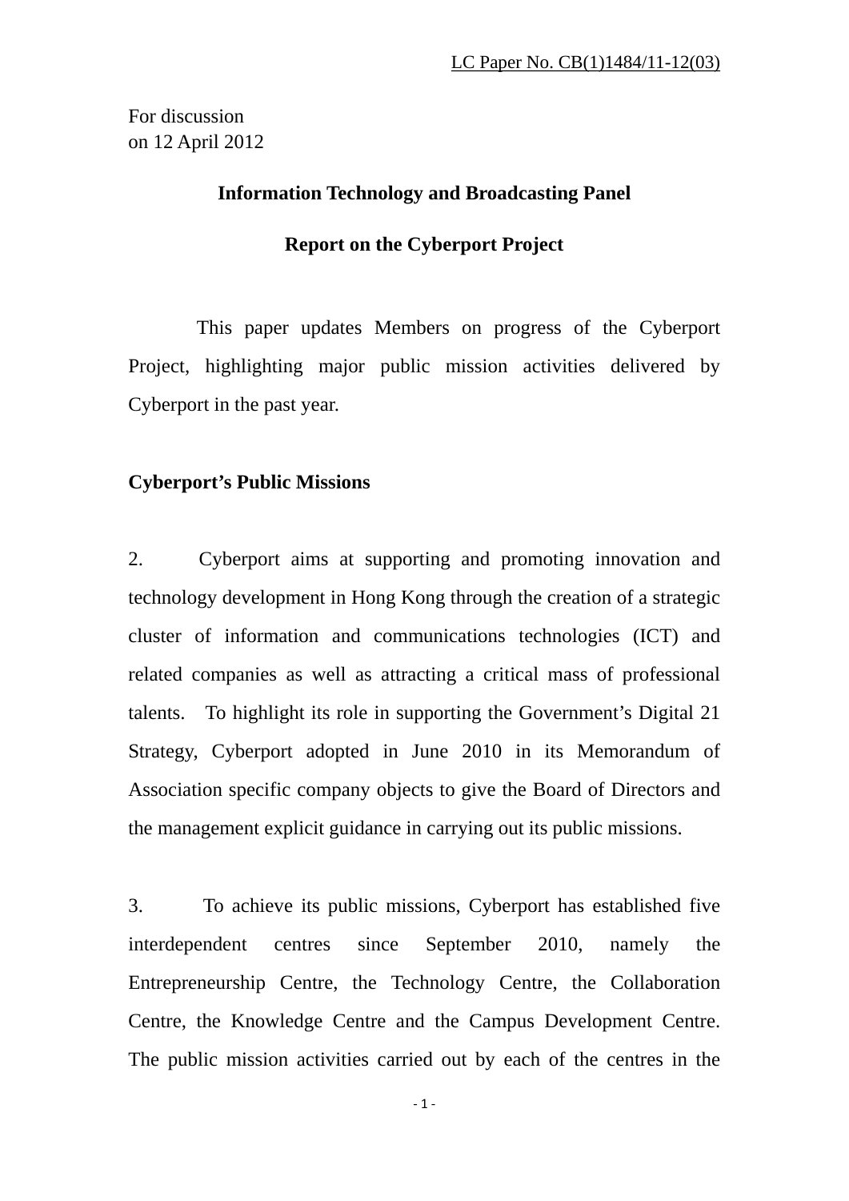LC Paper No. CB(1)1484/11-12(03)

For discussion
on 12 April 2012

**Information Technology and Broadcasting Panel**

**Report on the Cyberport Project**

This paper updates Members on progress of the Cyberport Project, highlighting major public mission activities delivered by Cyberport in the past year.

**Cyberport's Public Missions**

2. Cyberport aims at supporting and promoting innovation and technology development in Hong Kong through the creation of a strategic cluster of information and communications technologies (ICT) and related companies as well as attracting a critical mass of professional talents. To highlight its role in supporting the Government's Digital 21 Strategy, Cyberport adopted in June 2010 in its Memorandum of Association specific company objects to give the Board of Directors and the management explicit guidance in carrying out its public missions.

3. To achieve its public missions, Cyberport has established five interdependent centres since September 2010, namely the Entrepreneurship Centre, the Technology Centre, the Collaboration Centre, the Knowledge Centre and the Campus Development Centre. The public mission activities carried out by each of the centres in the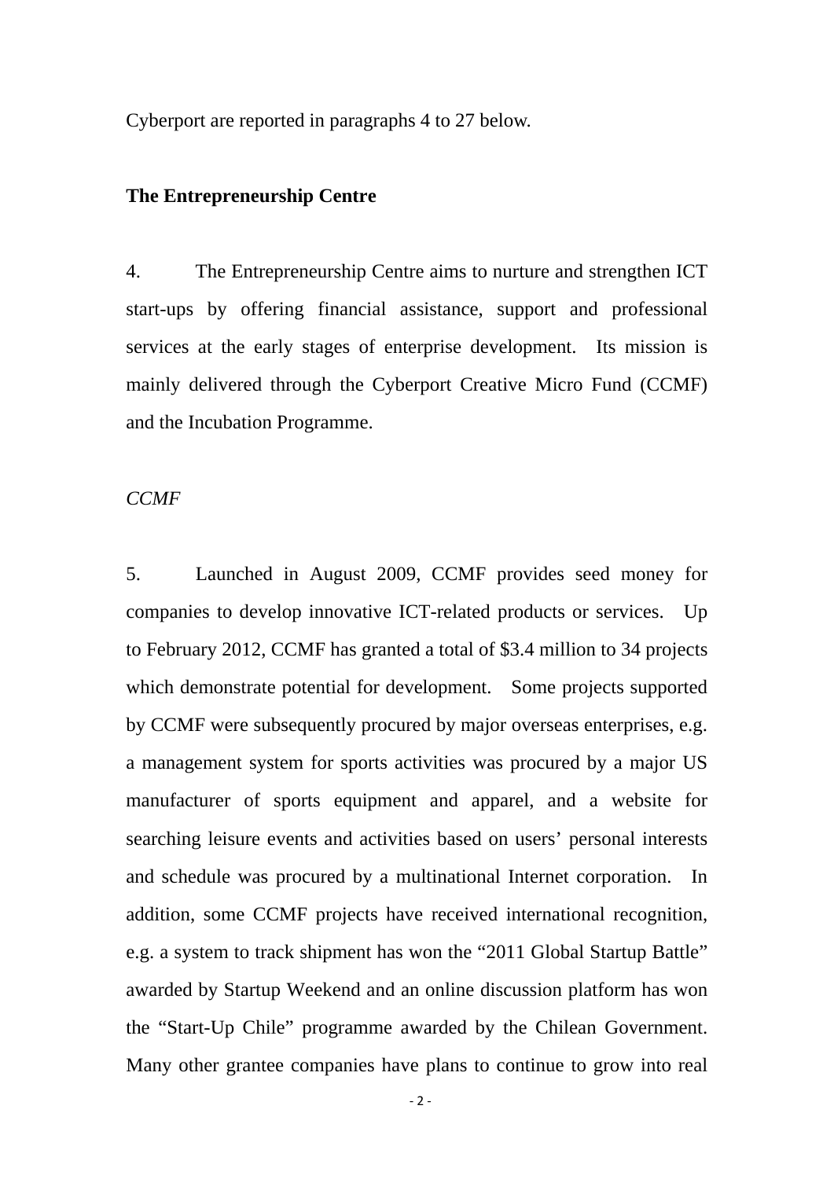Cyberport are reported in paragraphs 4 to 27 below.

**The Entrepreneurship Centre**

4. The Entrepreneurship Centre aims to nurture and strengthen ICT start-ups by offering financial assistance, support and professional services at the early stages of enterprise development. Its mission is mainly delivered through the Cyberport Creative Micro Fund (CCMF) and the Incubation Programme.

*CCMF*

5. Launched in August 2009, CCMF provides seed money for companies to develop innovative ICT-related products or services. Up to February 2012, CCMF has granted a total of $3.4 million to 34 projects which demonstrate potential for development. Some projects supported by CCMF were subsequently procured by major overseas enterprises, e.g. a management system for sports activities was procured by a major US manufacturer of sports equipment and apparel, and a website for searching leisure events and activities based on users' personal interests and schedule was procured by a multinational Internet corporation. In addition, some CCMF projects have received international recognition, e.g. a system to track shipment has won the "2011 Global Startup Battle" awarded by Startup Weekend and an online discussion platform has won the "Start-Up Chile" programme awarded by the Chilean Government. Many other grantee companies have plans to continue to grow into real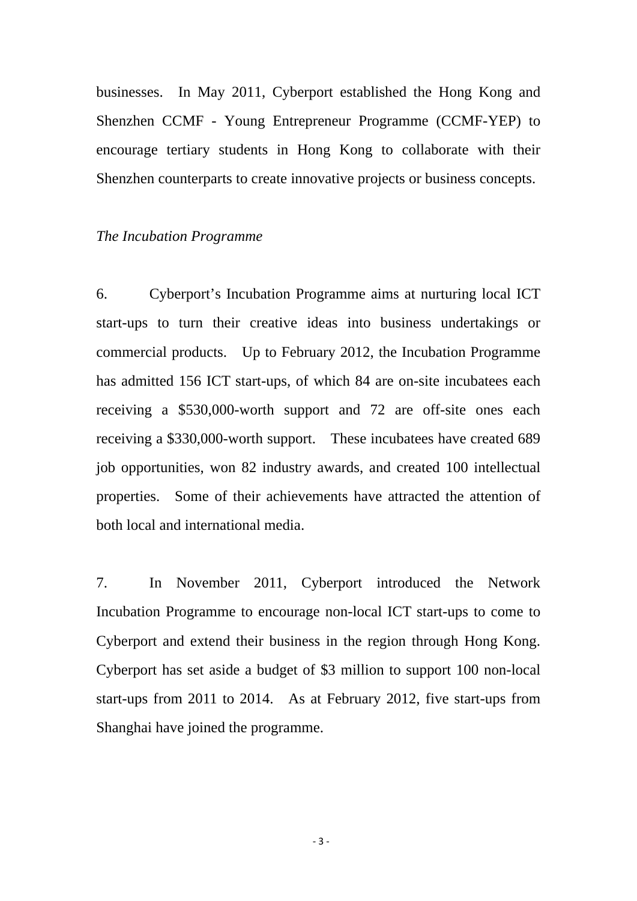businesses. In May 2011, Cyberport established the Hong Kong and Shenzhen CCMF - Young Entrepreneur Programme (CCMF-YEP) to encourage tertiary students in Hong Kong to collaborate with their Shenzhen counterparts to create innovative projects or business concepts.

*The Incubation Programme*

6. Cyberport's Incubation Programme aims at nurturing local ICT start-ups to turn their creative ideas into business undertakings or commercial products. Up to February 2012, the Incubation Programme has admitted 156 ICT start-ups, of which 84 are on-site incubatees each receiving a $530,000-worth support and 72 are off-site ones each receiving a $330,000-worth support. These incubatees have created 689 job opportunities, won 82 industry awards, and created 100 intellectual properties. Some of their achievements have attracted the attention of both local and international media.

7. In November 2011, Cyberport introduced the Network Incubation Programme to encourage non-local ICT start-ups to come to Cyberport and extend their business in the region through Hong Kong. Cyberport has set aside a budget of $3 million to support 100 non-local start-ups from 2011 to 2014. As at February 2012, five start-ups from Shanghai have joined the programme.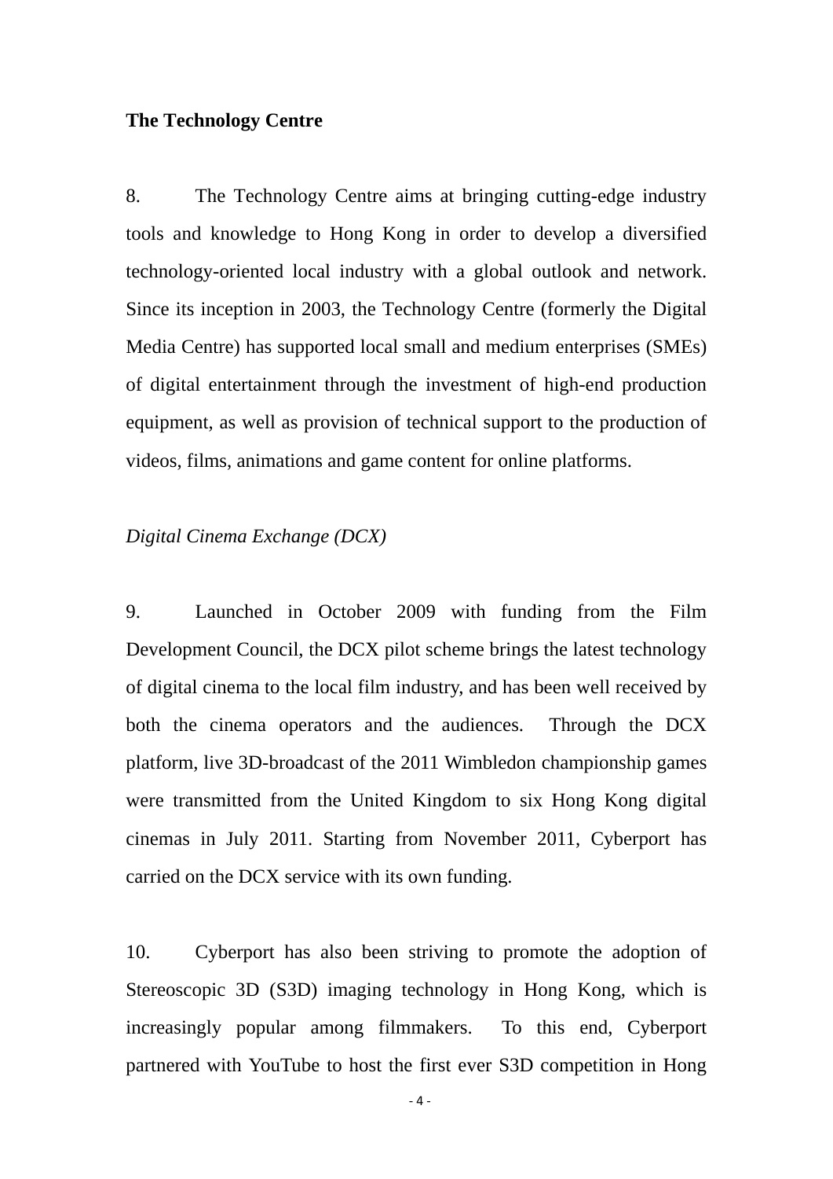**The Technology Centre**

8. The Technology Centre aims at bringing cutting-edge industry tools and knowledge to Hong Kong in order to develop a diversified technology-oriented local industry with a global outlook and network. Since its inception in 2003, the Technology Centre (formerly the Digital Media Centre) has supported local small and medium enterprises (SMEs) of digital entertainment through the investment of high-end production equipment, as well as provision of technical support to the production of videos, films, animations and game content for online platforms.

*Digital Cinema Exchange (DCX)*

9. Launched in October 2009 with funding from the Film Development Council, the DCX pilot scheme brings the latest technology of digital cinema to the local film industry, and has been well received by both the cinema operators and the audiences. Through the DCX platform, live 3D-broadcast of the 2011 Wimbledon championship games were transmitted from the United Kingdom to six Hong Kong digital cinemas in July 2011. Starting from November 2011, Cyberport has carried on the DCX service with its own funding.

10. Cyberport has also been striving to promote the adoption of Stereoscopic 3D (S3D) imaging technology in Hong Kong, which is increasingly popular among filmmakers. To this end, Cyberport partnered with YouTube to host the first ever S3D competition in Hong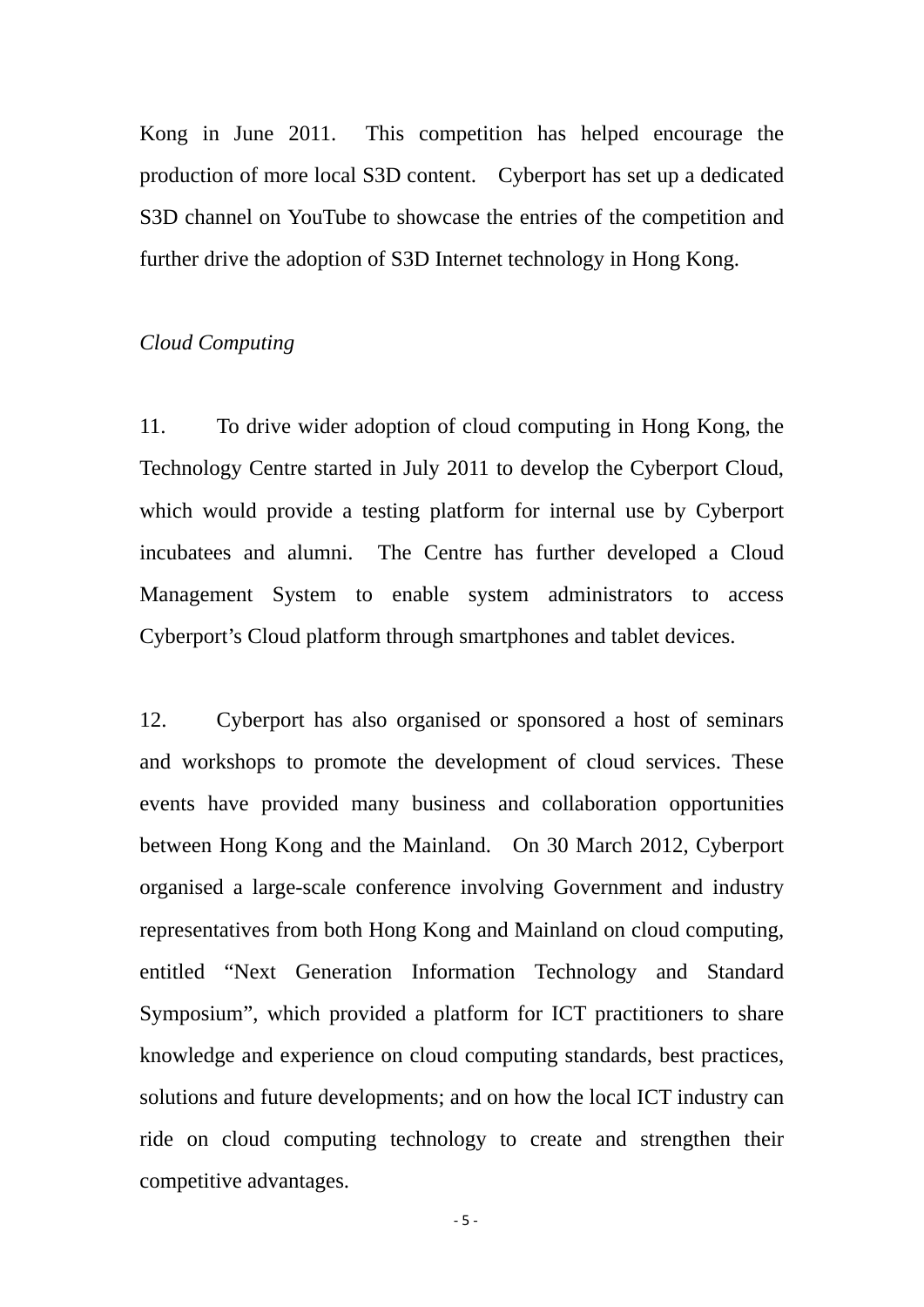Kong in June 2011. This competition has helped encourage the production of more local S3D content. Cyberport has set up a dedicated S3D channel on YouTube to showcase the entries of the competition and further drive the adoption of S3D Internet technology in Hong Kong.

*Cloud Computing*

11. To drive wider adoption of cloud computing in Hong Kong, the Technology Centre started in July 2011 to develop the Cyberport Cloud, which would provide a testing platform for internal use by Cyberport incubatees and alumni. The Centre has further developed a Cloud Management System to enable system administrators to access Cyberport's Cloud platform through smartphones and tablet devices.

12. Cyberport has also organised or sponsored a host of seminars and workshops to promote the development of cloud services. These events have provided many business and collaboration opportunities between Hong Kong and the Mainland. On 30 March 2012, Cyberport organised a large-scale conference involving Government and industry representatives from both Hong Kong and Mainland on cloud computing, entitled "Next Generation Information Technology and Standard Symposium", which provided a platform for ICT practitioners to share knowledge and experience on cloud computing standards, best practices, solutions and future developments; and on how the local ICT industry can ride on cloud computing technology to create and strengthen their competitive advantages.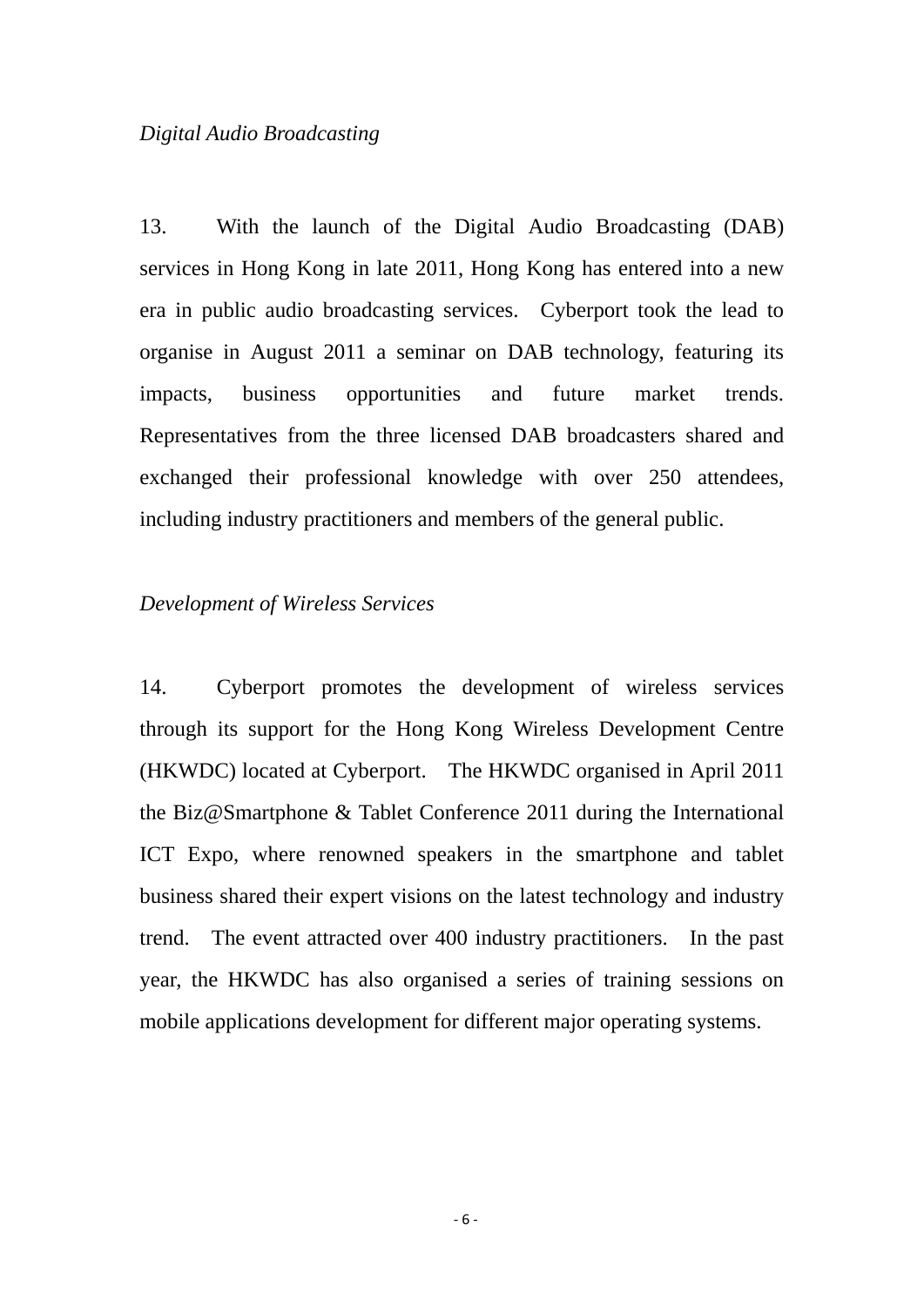*Digital Audio Broadcasting*

13. With the launch of the Digital Audio Broadcasting (DAB) services in Hong Kong in late 2011, Hong Kong has entered into a new era in public audio broadcasting services. Cyberport took the lead to organise in August 2011 a seminar on DAB technology, featuring its impacts, business opportunities and future market trends. Representatives from the three licensed DAB broadcasters shared and exchanged their professional knowledge with over 250 attendees, including industry practitioners and members of the general public.

*Development of Wireless Services*

14. Cyberport promotes the development of wireless services through its support for the Hong Kong Wireless Development Centre (HKWDC) located at Cyberport. The HKWDC organised in April 2011 the Biz@Smartphone & Tablet Conference 2011 during the International ICT Expo, where renowned speakers in the smartphone and tablet business shared their expert visions on the latest technology and industry trend. The event attracted over 400 industry practitioners. In the past year, the HKWDC has also organised a series of training sessions on mobile applications development for different major operating systems.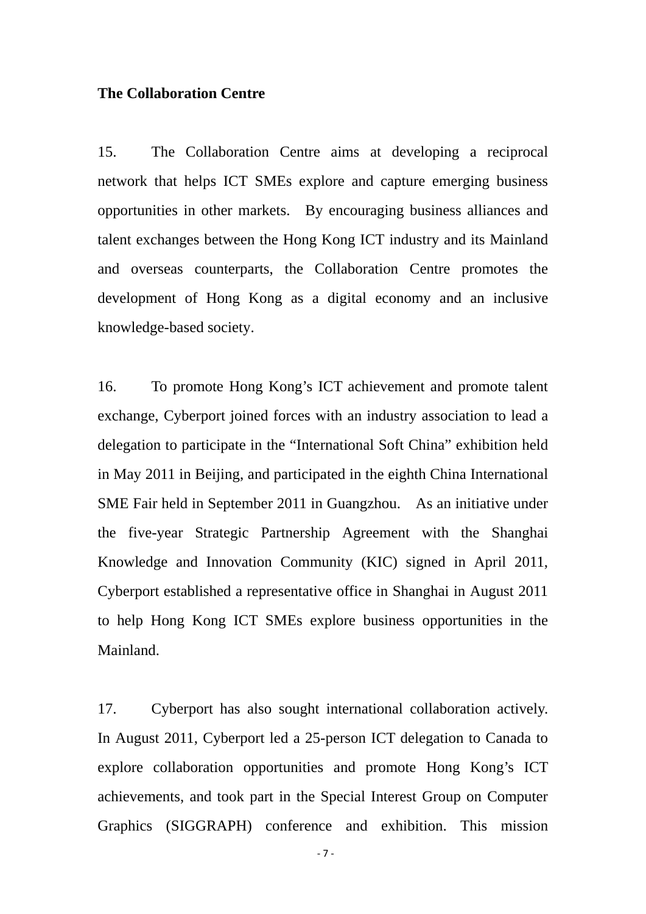**The Collaboration Centre**

15. The Collaboration Centre aims at developing a reciprocal network that helps ICT SMEs explore and capture emerging business opportunities in other markets. By encouraging business alliances and talent exchanges between the Hong Kong ICT industry and its Mainland and overseas counterparts, the Collaboration Centre promotes the development of Hong Kong as a digital economy and an inclusive knowledge-based society.

16. To promote Hong Kong's ICT achievement and promote talent exchange, Cyberport joined forces with an industry association to lead a delegation to participate in the "International Soft China" exhibition held in May 2011 in Beijing, and participated in the eighth China International SME Fair held in September 2011 in Guangzhou. As an initiative under the five-year Strategic Partnership Agreement with the Shanghai Knowledge and Innovation Community (KIC) signed in April 2011, Cyberport established a representative office in Shanghai in August 2011 to help Hong Kong ICT SMEs explore business opportunities in the Mainland.

17. Cyberport has also sought international collaboration actively. In August 2011, Cyberport led a 25-person ICT delegation to Canada to explore collaboration opportunities and promote Hong Kong's ICT achievements, and took part in the Special Interest Group on Computer Graphics (SIGGRAPH) conference and exhibition. This mission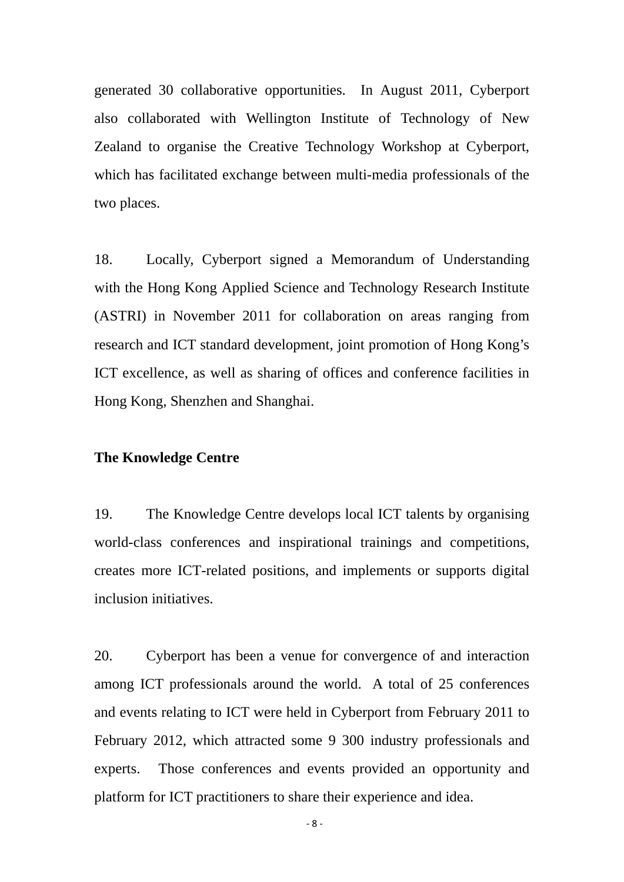generated 30 collaborative opportunities. In August 2011, Cyberport also collaborated with Wellington Institute of Technology of New Zealand to organise the Creative Technology Workshop at Cyberport, which has facilitated exchange between multi-media professionals of the two places.

18. Locally, Cyberport signed a Memorandum of Understanding with the Hong Kong Applied Science and Technology Research Institute (ASTRI) in November 2011 for collaboration on areas ranging from research and ICT standard development, joint promotion of Hong Kong's ICT excellence, as well as sharing of offices and conference facilities in Hong Kong, Shenzhen and Shanghai.

**The Knowledge Centre**

19. The Knowledge Centre develops local ICT talents by organising world-class conferences and inspirational trainings and competitions, creates more ICT-related positions, and implements or supports digital inclusion initiatives.

20. Cyberport has been a venue for convergence of and interaction among ICT professionals around the world. A total of 25 conferences and events relating to ICT were held in Cyberport from February 2011 to February 2012, which attracted some 9 300 industry professionals and experts. Those conferences and events provided an opportunity and platform for ICT practitioners to share their experience and idea.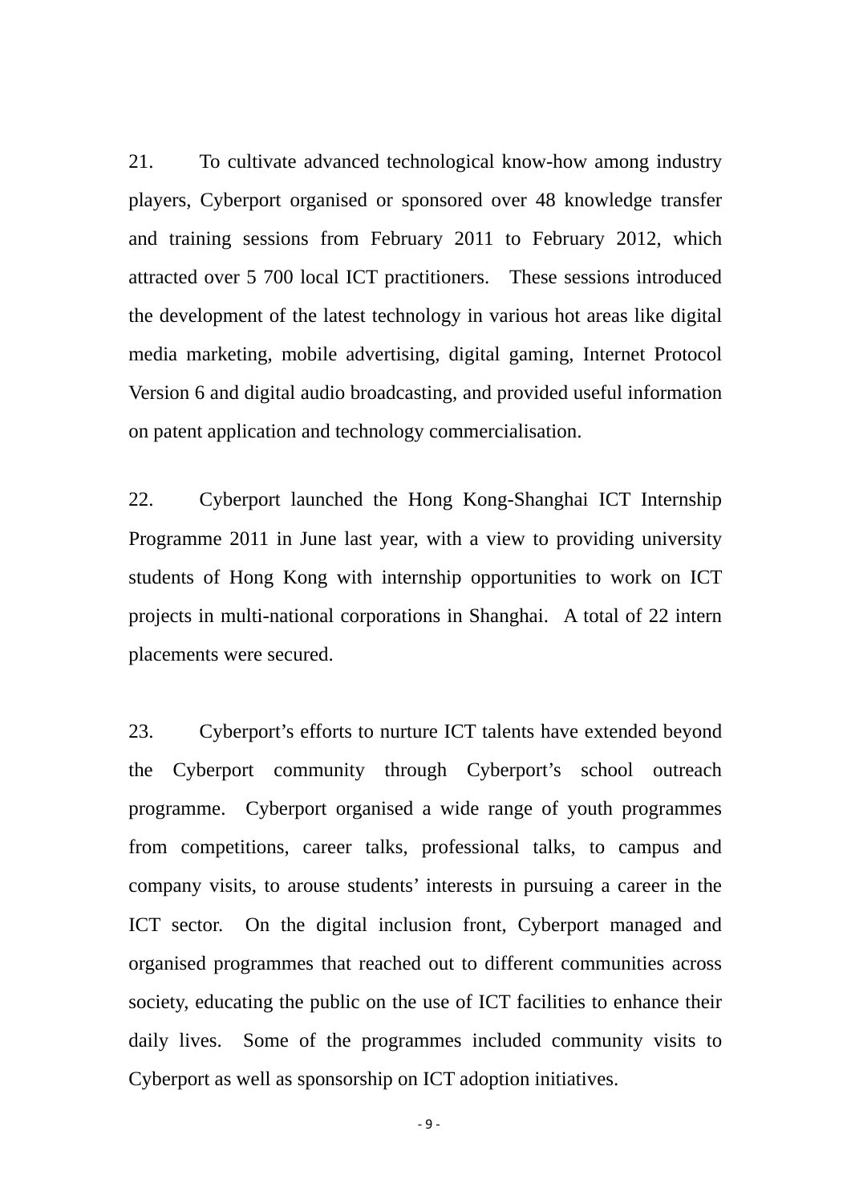21. To cultivate advanced technological know-how among industry players, Cyberport organised or sponsored over 48 knowledge transfer and training sessions from February 2011 to February 2012, which attracted over 5 700 local ICT practitioners. These sessions introduced the development of the latest technology in various hot areas like digital media marketing, mobile advertising, digital gaming, Internet Protocol Version 6 and digital audio broadcasting, and provided useful information on patent application and technology commercialisation.

22. Cyberport launched the Hong Kong-Shanghai ICT Internship Programme 2011 in June last year, with a view to providing university students of Hong Kong with internship opportunities to work on ICT projects in multi-national corporations in Shanghai. A total of 22 intern placements were secured.

23. Cyberport's efforts to nurture ICT talents have extended beyond the Cyberport community through Cyberport's school outreach programme. Cyberport organised a wide range of youth programmes from competitions, career talks, professional talks, to campus and company visits, to arouse students' interests in pursuing a career in the ICT sector. On the digital inclusion front, Cyberport managed and organised programmes that reached out to different communities across society, educating the public on the use of ICT facilities to enhance their daily lives. Some of the programmes included community visits to Cyberport as well as sponsorship on ICT adoption initiatives.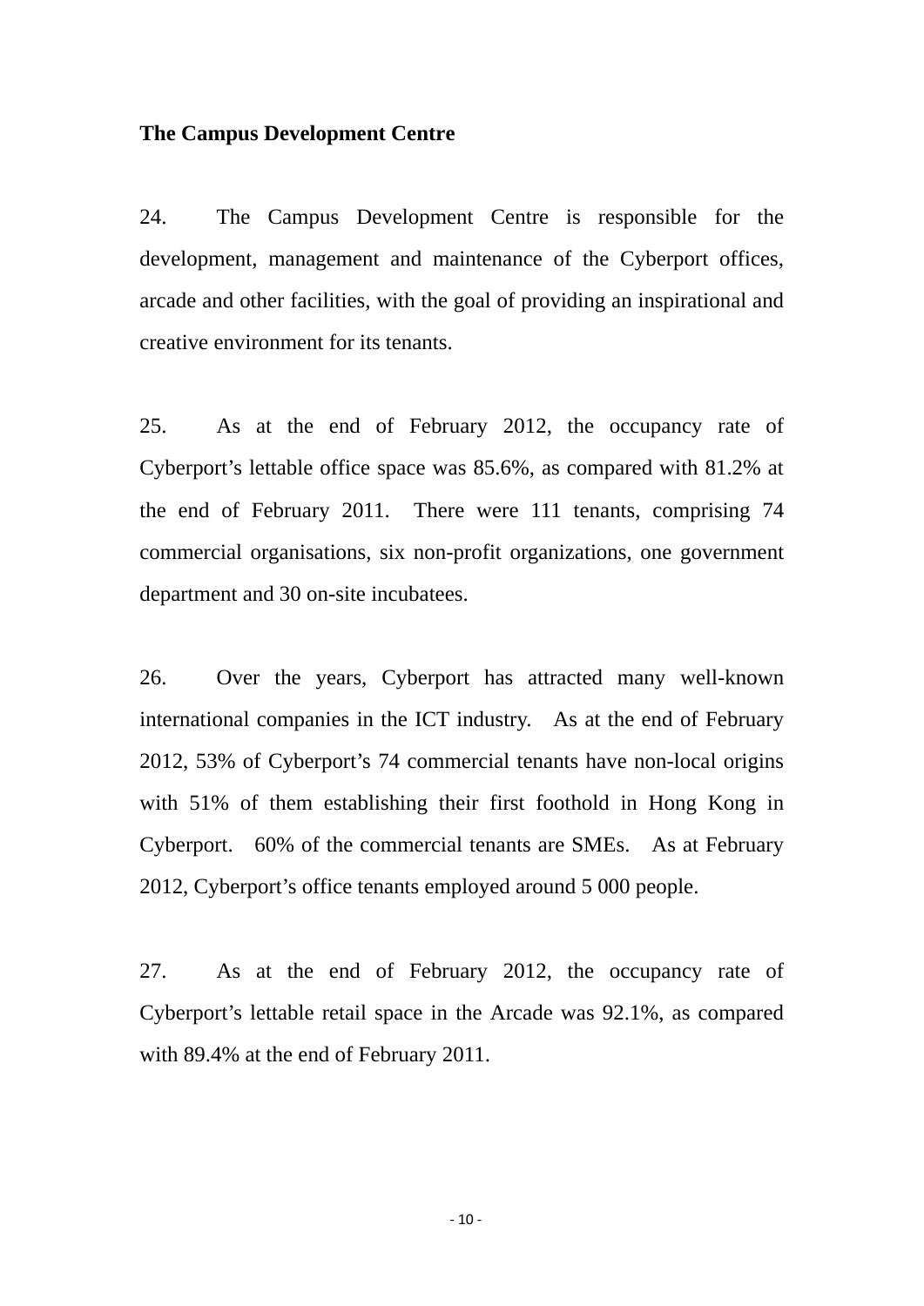**The Campus Development Centre**

24. The Campus Development Centre is responsible for the development, management and maintenance of the Cyberport offices, arcade and other facilities, with the goal of providing an inspirational and creative environment for its tenants.

25. As at the end of February 2012, the occupancy rate of Cyberport's lettable office space was 85.6%, as compared with 81.2% at the end of February 2011. There were 111 tenants, comprising 74 commercial organisations, six non-profit organizations, one government department and 30 on-site incubatees.

26. Over the years, Cyberport has attracted many well-known international companies in the ICT industry. As at the end of February 2012, 53% of Cyberport's 74 commercial tenants have non-local origins with 51% of them establishing their first foothold in Hong Kong in Cyberport. 60% of the commercial tenants are SMEs. As at February 2012, Cyberport's office tenants employed around 5 000 people.

27. As at the end of February 2012, the occupancy rate of Cyberport's lettable retail space in the Arcade was 92.1%, as compared with 89.4% at the end of February 2011.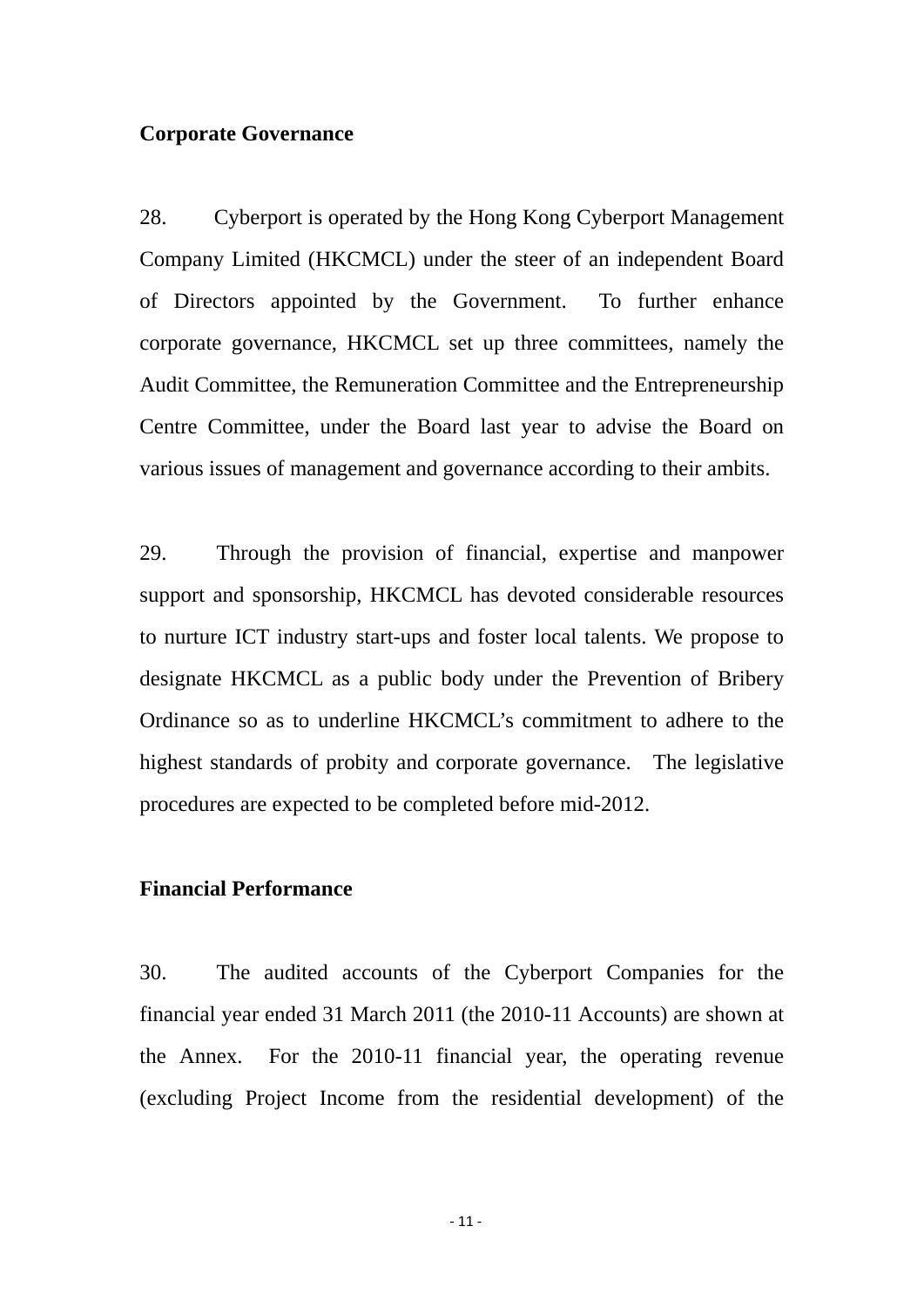**Corporate Governance**

28. Cyberport is operated by the Hong Kong Cyberport Management Company Limited (HKCMCL) under the steer of an independent Board of Directors appointed by the Government. To further enhance corporate governance, HKCMCL set up three committees, namely the Audit Committee, the Remuneration Committee and the Entrepreneurship Centre Committee, under the Board last year to advise the Board on various issues of management and governance according to their ambits.

29. Through the provision of financial, expertise and manpower support and sponsorship, HKCMCL has devoted considerable resources to nurture ICT industry start-ups and foster local talents. We propose to designate HKCMCL as a public body under the Prevention of Bribery Ordinance so as to underline HKCMCL's commitment to adhere to the highest standards of probity and corporate governance. The legislative procedures are expected to be completed before mid-2012.

**Financial Performance**

30. The audited accounts of the Cyberport Companies for the financial year ended 31 March 2011 (the 2010-11 Accounts) are shown at the Annex. For the 2010-11 financial year, the operating revenue (excluding Project Income from the residential development) of the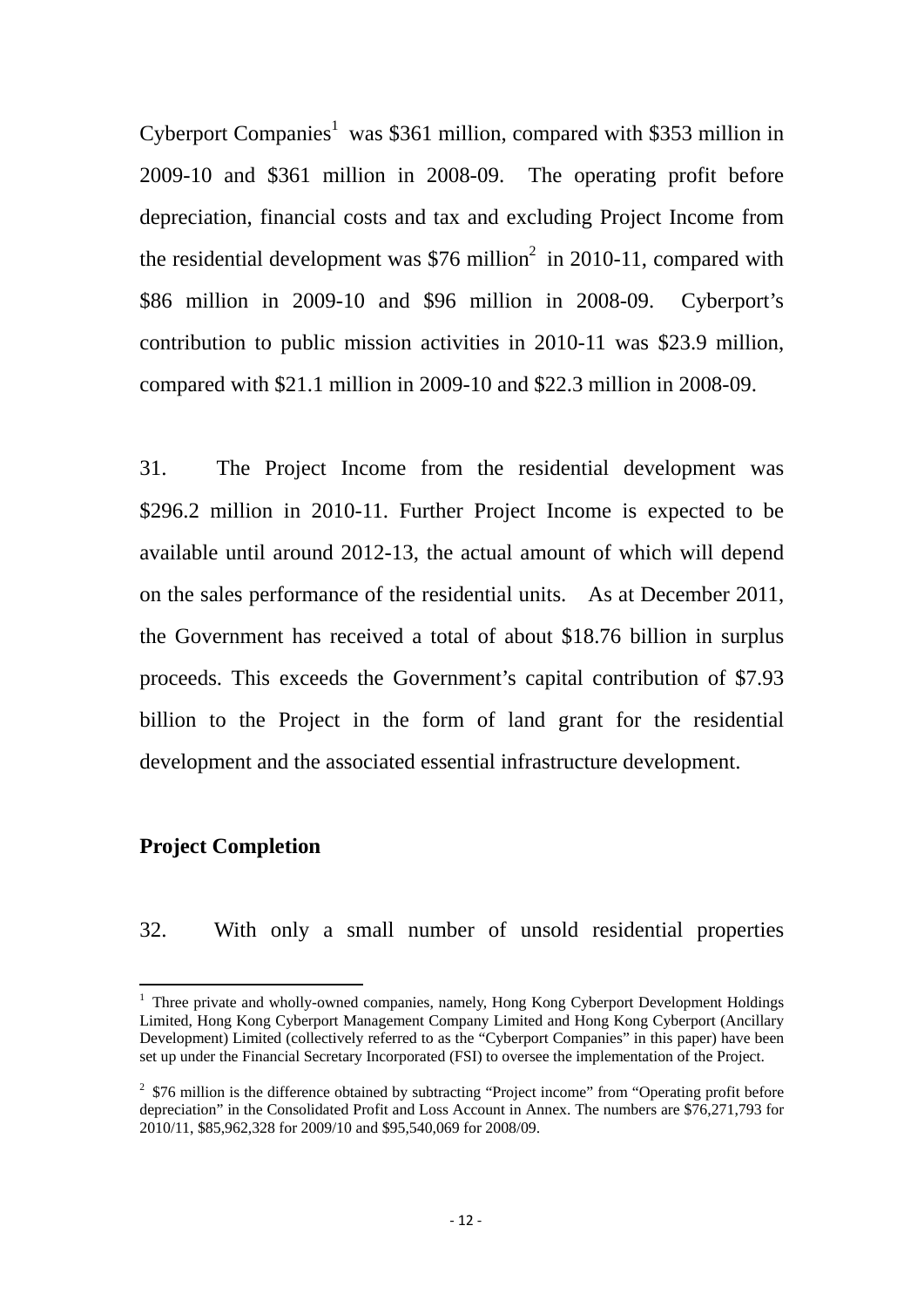Cyberport Companies[1] was $361 million, compared with $353 million in 2009-10 and $361 million in 2008-09. The operating profit before depreciation, financial costs and tax and excluding Project Income from the residential development was $76 million[2] in 2010-11, compared with $86 million in 2009-10 and $96 million in 2008-09. Cyberport's contribution to public mission activities in 2010-11 was $23.9 million, compared with $21.1 million in 2009-10 and $22.3 million in 2008-09.

31. The Project Income from the residential development was $296.2 million in 2010-11. Further Project Income is expected to be available until around 2012-13, the actual amount of which will depend on the sales performance of the residential units. As at December 2011, the Government has received a total of about $18.76 billion in surplus proceeds. This exceeds the Government's capital contribution of $7.93 billion to the Project in the form of land grant for the residential development and the associated essential infrastructure development.

**Project Completion**

32. With only a small number of unsold residential properties

---

[1] Three private and wholly-owned companies, namely, Hong Kong Cyberport Development Holdings Limited, Hong Kong Cyberport Management Company Limited and Hong Kong Cyberport (Ancillary Development) Limited (collectively referred to as the "Cyberport Companies" in this paper) have been set up under the Financial Secretary Incorporated (FSI) to oversee the implementation of the Project.

[2] $76 million is the difference obtained by subtracting "Project income" from "Operating profit before depreciation" in the Consolidated Profit and Loss Account in Annex. The numbers are $76,271,793 for 2010/11, $85,962,328 for 2009/10 and $95,540,069 for 2008/09.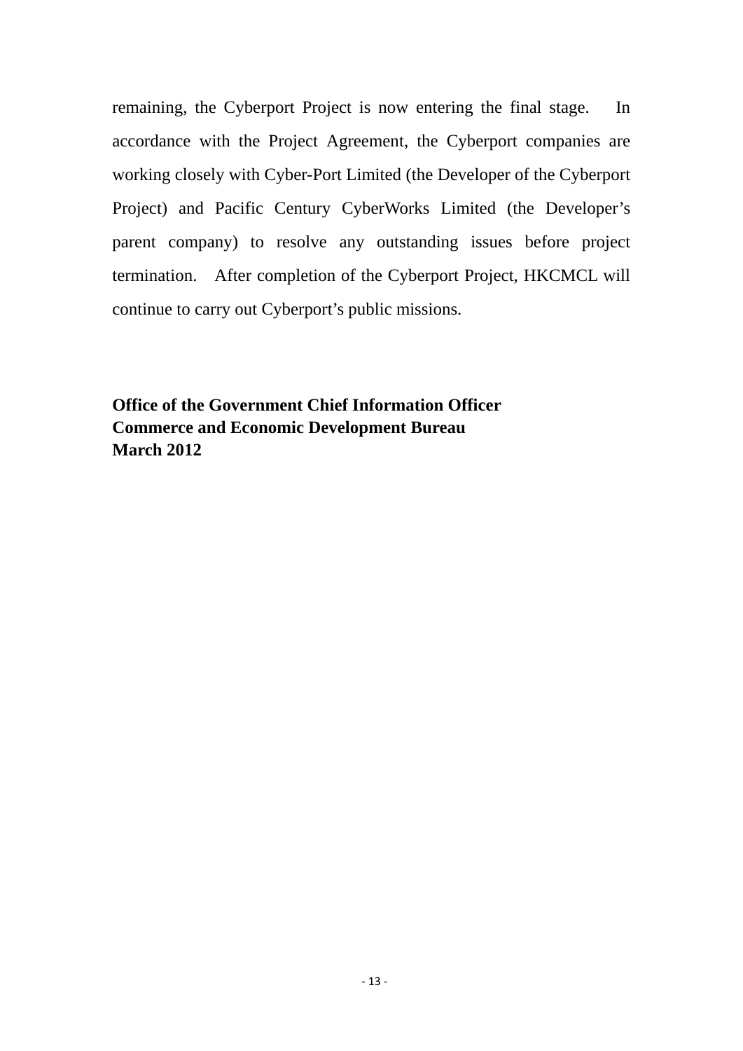remaining, the Cyberport Project is now entering the final stage. In accordance with the Project Agreement, the Cyberport companies are working closely with Cyber-Port Limited (the Developer of the Cyberport Project) and Pacific Century CyberWorks Limited (the Developer's parent company) to resolve any outstanding issues before project termination. After completion of the Cyberport Project, HKCMCL will continue to carry out Cyberport's public missions.

**Office of the Government Chief Information Officer**
**Commerce and Economic Development Bureau**
**March 2012**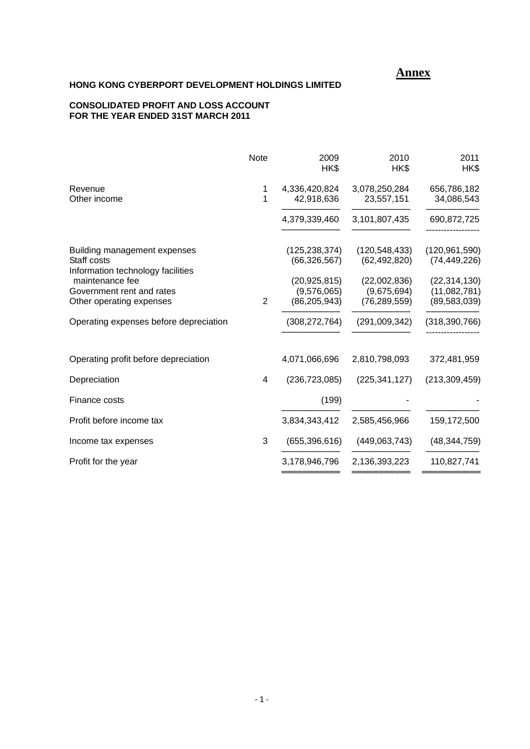**Annex**

**HONG KONG CYBERPORT DEVELOPMENT HOLDINGS LIMITED**

**CONSOLIDATED PROFIT AND LOSS ACCOUNT**
**FOR THE YEAR ENDED 31ST MARCH 2011**

| | Note | 2009 HK$ | 2010 HK$ | 2011 HK$ |
|---|---|---|---|---|
| Revenue | 1 | 4,336,420,824 | 3,078,250,284 | 656,786,182 |
| Other income | 1 | 42,918,636 | 23,557,151 | 34,086,543 |
| | | 4,379,339,460 | 3,101,807,435 | 690,872,725 |
| Building management expenses | | (125,238,374) | (120,548,433) | (120,961,590) |
| Staff costs | | (66,326,567) | (62,492,820) | (74,449,226) |
| Information technology facilities maintenance fee | | (20,925,815) | (22,002,836) | (22,314,130) |
| Government rent and rates | | (9,576,065) | (9,675,694) | (11,082,781) |
| Other operating expenses | 2 | (86,205,943) | (76,289,559) | (89,583,039) |
| Operating expenses before depreciation | | (308,272,764) | (291,009,342) | (318,390,766) |
| Operating profit before depreciation | | 4,071,066,696 | 2,810,798,093 | 372,481,959 |
| Depreciation | 4 | (236,723,085) | (225,341,127) | (213,309,459) |
| Finance costs | | (199) | - | - |
| Profit before income tax | | 3,834,343,412 | 2,585,456,966 | 159,172,500 |
| Income tax expenses | 3 | (655,396,616) | (449,063,743) | (48,344,759) |
| Profit for the year | | 3,178,946,796 | 2,136,393,223 | 110,827,741 |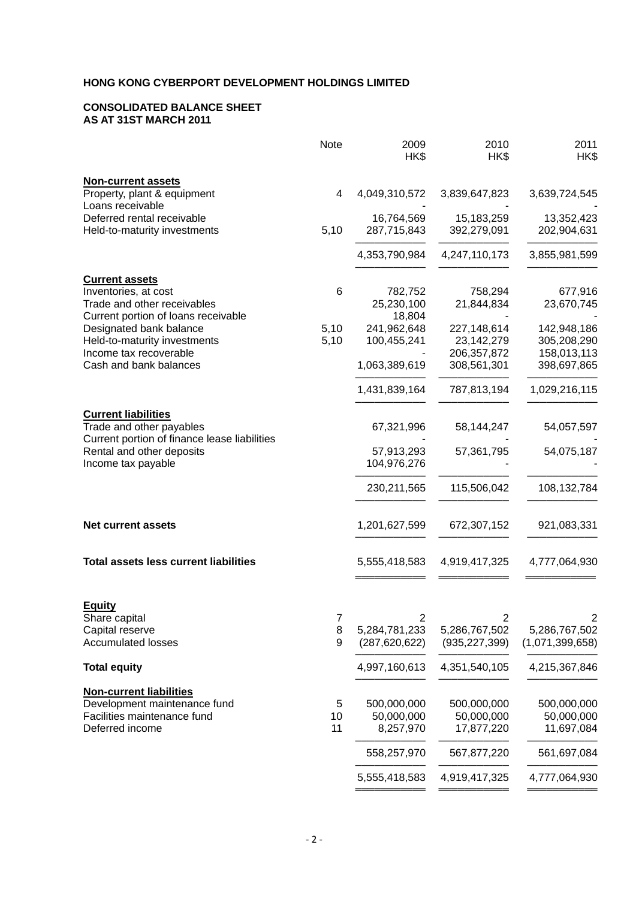**HONG KONG CYBERPORT DEVELOPMENT HOLDINGS LIMITED**

**CONSOLIDATED BALANCE SHEET**
**AS AT 31ST MARCH 2011**

| | Note | 2009 HK$ | 2010 HK$ | 2011 HK$ |
|---|---|---|---|---|
| **Non-current assets** | | | | |
| Property, plant & equipment | 4 | 4,049,310,572 | 3,839,647,823 | 3,639,724,545 |
| Loans receivable | | - | - | - |
| Deferred rental receivable | | 16,764,569 | 15,183,259 | 13,352,423 |
| Held-to-maturity investments | 5,10 | 287,715,843 | 392,279,091 | 202,904,631 |
| | | 4,353,790,984 | 4,247,110,173 | 3,855,981,599 |
| **Current assets** | | | | |
| Inventories, at cost | 6 | 782,752 | 758,294 | 677,916 |
| Trade and other receivables | | 25,230,100 | 21,844,834 | 23,670,745 |
| Current portion of loans receivable | | 18,804 | - | - |
| Designated bank balance | 5,10 | 241,962,648 | 227,148,614 | 142,948,186 |
| Held-to-maturity investments | 5,10 | 100,455,241 | 23,142,279 | 305,208,290 |
| Income tax recoverable | | - | 206,357,872 | 158,013,113 |
| Cash and bank balances | | 1,063,389,619 | 308,561,301 | 398,697,865 |
| | | 1,431,839,164 | 787,813,194 | 1,029,216,115 |
| **Current liabilities** | | | | |
| Trade and other payables | | 67,321,996 | 58,144,247 | 54,057,597 |
| Current portion of finance lease liabilities | | - | - | - |
| Rental and other deposits | | 57,913,293 | 57,361,795 | 54,075,187 |
| Income tax payable | | 104,976,276 | - | - |
| | | 230,211,565 | 115,506,042 | 108,132,784 |
| **Net current assets** | | 1,201,627,599 | 672,307,152 | 921,083,331 |
| **Total assets less current liabilities** | | 5,555,418,583 | 4,919,417,325 | 4,777,064,930 |
| **Equity** | | | | |
| Share capital | 7 | 2 | 2 | 2 |
| Capital reserve | 8 | 5,284,781,233 | 5,286,767,502 | 5,286,767,502 |
| Accumulated losses | 9 | (287,620,622) | (935,227,399) | (1,071,399,658) |
| **Total equity** | | 4,997,160,613 | 4,351,540,105 | 4,215,367,846 |
| **Non-current liabilities** | | | | |
| Development maintenance fund | 5 | 500,000,000 | 500,000,000 | 500,000,000 |
| Facilities maintenance fund | 10 | 50,000,000 | 50,000,000 | 50,000,000 |
| Deferred income | 11 | 8,257,970 | 17,877,220 | 11,697,084 |
| | | 558,257,970 | 567,877,220 | 561,697,084 |
| | | 5,555,418,583 | 4,919,417,325 | 4,777,064,930 |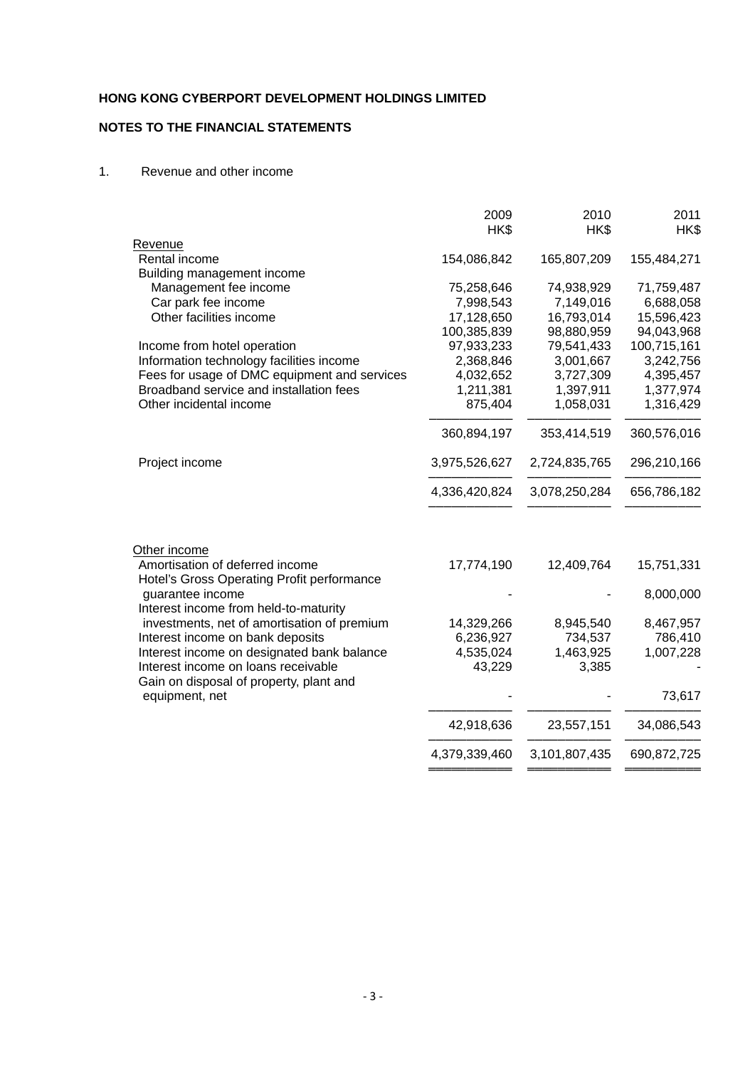**HONG KONG CYBERPORT DEVELOPMENT HOLDINGS LIMITED**

**NOTES TO THE FINANCIAL STATEMENTS**

1. Revenue and other income

| | 2009 HK$ | 2010 HK$ | 2011 HK$ |
|---|---|---|---|
| Revenue | | | |
| Rental income | 154,086,842 | 165,807,209 | 155,484,271 |
| Building management income | | | |
| Management fee income | 75,258,646 | 74,938,929 | 71,759,487 |
| Car park fee income | 7,998,543 | 7,149,016 | 6,688,058 |
| Other facilities income | 17,128,650 | 16,793,014 | 15,596,423 |
| | 100,385,839 | 98,880,959 | 94,043,968 |
| Income from hotel operation | 97,933,233 | 79,541,433 | 100,715,161 |
| Information technology facilities income | 2,368,846 | 3,001,667 | 3,242,756 |
| Fees for usage of DMC equipment and services | 4,032,652 | 3,727,309 | 4,395,457 |
| Broadband service and installation fees | 1,211,381 | 1,397,911 | 1,377,974 |
| Other incidental income | 875,404 | 1,058,031 | 1,316,429 |
| | 360,894,197 | 353,414,519 | 360,576,016 |
| Project income | 3,975,526,627 | 2,724,835,765 | 296,210,166 |
| | 4,336,420,824 | 3,078,250,284 | 656,786,182 |
| Other income | | | |
| Amortisation of deferred income | 17,774,190 | 12,409,764 | 15,751,331 |
| Hotel's Gross Operating Profit performance guarantee income | - | - | 8,000,000 |
| Interest income from held-to-maturity investments, net of amortisation of premium | 14,329,266 | 8,945,540 | 8,467,957 |
| Interest income on bank deposits | 6,236,927 | 734,537 | 786,410 |
| Interest income on designated bank balance | 4,535,024 | 1,463,925 | 1,007,228 |
| Interest income on loans receivable | 43,229 | 3,385 | - |
| Gain on disposal of property, plant and equipment, net | - | - | 73,617 |
| | 42,918,636 | 23,557,151 | 34,086,543 |
| | 4,379,339,460 | 3,101,807,435 | 690,872,725 |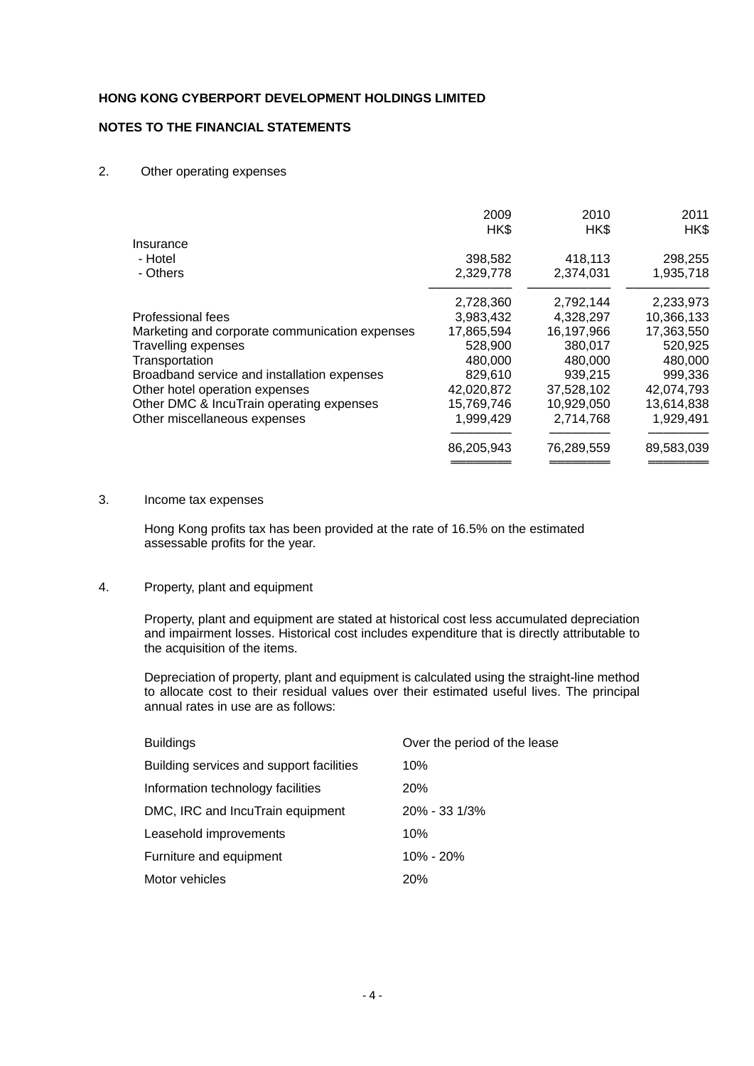**HONG KONG CYBERPORT DEVELOPMENT HOLDINGS LIMITED**

**NOTES TO THE FINANCIAL STATEMENTS**

2. Other operating expenses

| | 2009 HK$ | 2010 HK$ | 2011 HK$ |
|---|---|---|---|
| Insurance | | | |
| - Hotel | 398,582 | 418,113 | 298,255 |
| - Others | 2,329,778 | 2,374,031 | 1,935,718 |
| | 2,728,360 | 2,792,144 | 2,233,973 |
| Professional fees | 3,983,432 | 4,328,297 | 10,366,133 |
| Marketing and corporate communication expenses | 17,865,594 | 16,197,966 | 17,363,550 |
| Travelling expenses | 528,900 | 380,017 | 520,925 |
| Transportation | 480,000 | 480,000 | 480,000 |
| Broadband service and installation expenses | 829,610 | 939,215 | 999,336 |
| Other hotel operation expenses | 42,020,872 | 37,528,102 | 42,074,793 |
| Other DMC & IncuTrain operating expenses | 15,769,746 | 10,929,050 | 13,614,838 |
| Other miscellaneous expenses | 1,999,429 | 2,714,768 | 1,929,491 |
| | 86,205,943 | 76,289,559 | 89,583,039 |

3. Income tax expenses

Hong Kong profits tax has been provided at the rate of 16.5% on the estimated assessable profits for the year.

4. Property, plant and equipment

Property, plant and equipment are stated at historical cost less accumulated depreciation and impairment losses. Historical cost includes expenditure that is directly attributable to the acquisition of the items.

Depreciation of property, plant and equipment is calculated using the straight-line method to allocate cost to their residual values over their estimated useful lives. The principal annual rates in use are as follows:

| | |
|---|---|
| Buildings | Over the period of the lease |
| Building services and support facilities | 10% |
| Information technology facilities | 20% |
| DMC, IRC and IncuTrain equipment | 20% - 33 1/3% |
| Leasehold improvements | 10% |
| Furniture and equipment | 10% - 20% |
| Motor vehicles | 20% |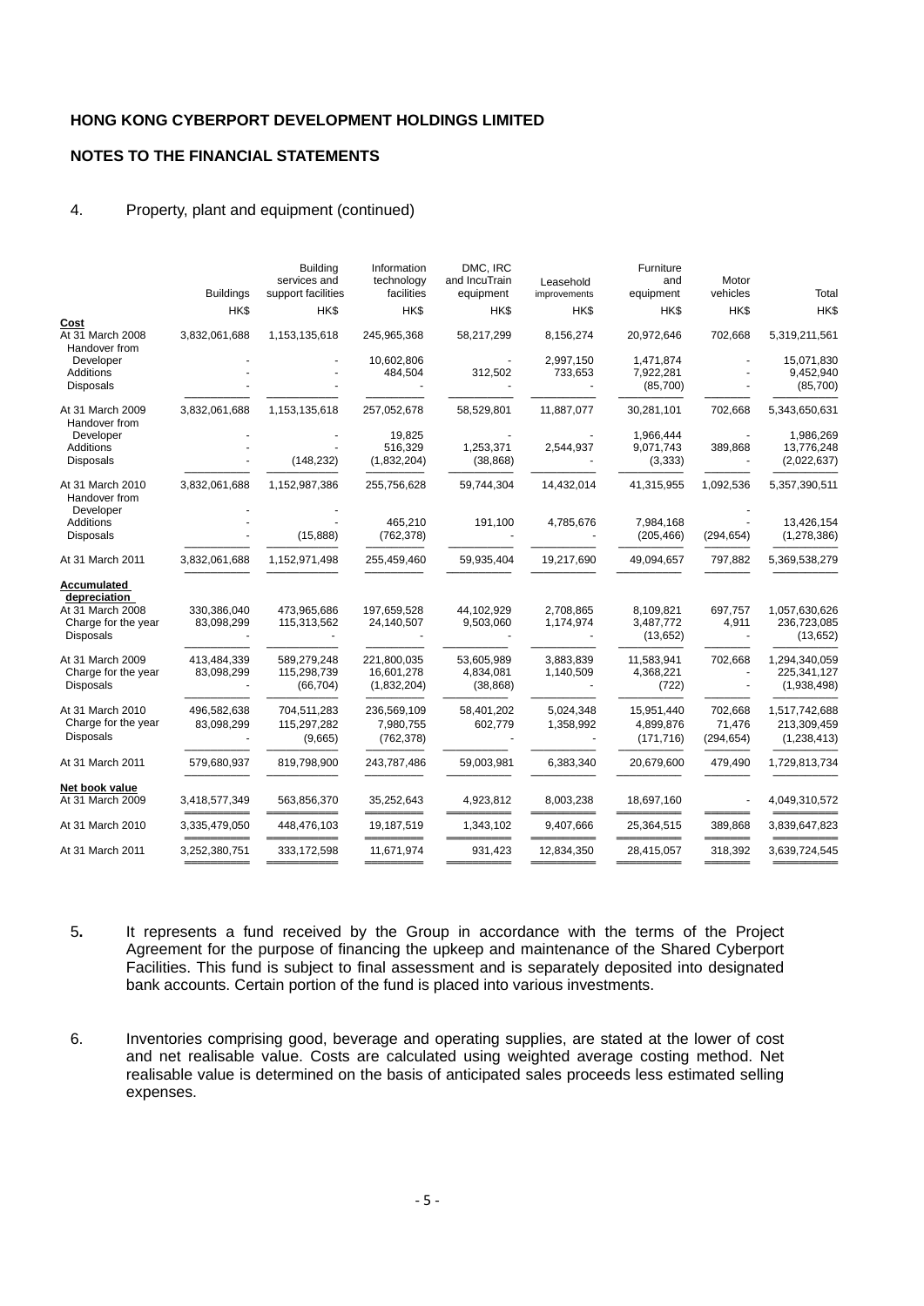**HONG KONG CYBERPORT DEVELOPMENT HOLDINGS LIMITED**

**NOTES TO THE FINANCIAL STATEMENTS**

4. Property, plant and equipment (continued)

| | Buildings | Building services and support facilities | Information technology facilities | DMC, IRC and IncuTrain equipment | Leasehold improvements | Furniture and equipment | Motor vehicles | Total |
|---|---|---|---|---|---|---|---|---|
| | HK$ | HK$ | HK$ | HK$ | HK$ | HK$ | HK$ | HK$ |
| **Cost** | | | | | | | | |
| At 31 March 2008 | 3,832,061,688 | 1,153,135,618 | 245,965,368 | 58,217,299 | 8,156,274 | 20,972,646 | 702,668 | 5,319,211,561 |
| Handover from Developer | - | - | 10,602,806 | - | 2,997,150 | 1,471,874 | - | 15,071,830 |
| Additions | - | - | 484,504 | 312,502 | 733,653 | 7,922,281 | - | 9,452,940 |
| Disposals | - | - | - | - | - | (85,700) | - | (85,700) |
| At 31 March 2009 | 3,832,061,688 | 1,153,135,618 | 257,052,678 | 58,529,801 | 11,887,077 | 30,281,101 | 702,668 | 5,343,650,631 |
| Handover from Developer | - | - | 19,825 | - | - | 1,966,444 | - | 1,986,269 |
| Additions | - | - | 516,329 | 1,253,371 | 2,544,937 | 9,071,743 | 389,868 | 13,776,248 |
| Disposals | - | (148,232) | (1,832,204) | (38,868) | - | (3,333) | - | (2,022,637) |
| At 31 March 2010 | 3,832,061,688 | 1,152,987,386 | 255,756,628 | 59,744,304 | 14,432,014 | 41,315,955 | 1,092,536 | 5,357,390,511 |
| Handover from Developer | - | - | | | | | - | |
| Additions | - | - | 465,210 | 191,100 | 4,785,676 | 7,984,168 | - | 13,426,154 |
| Disposals | - | (15,888) | (762,378) | - | - | (205,466) | (294,654) | (1,278,386) |
| At 31 March 2011 | 3,832,061,688 | 1,152,971,498 | 255,459,460 | 59,935,404 | 19,217,690 | 49,094,657 | 797,882 | 5,369,538,279 |
| **Accumulated depreciation** | | | | | | | | |
| At 31 March 2008 | 330,386,040 | 473,965,686 | 197,659,528 | 44,102,929 | 2,708,865 | 8,109,821 | 697,757 | 1,057,630,626 |
| Charge for the year | 83,098,299 | 115,313,562 | 24,140,507 | 9,503,060 | 1,174,974 | 3,487,772 | 4,911 | 236,723,085 |
| Disposals | - | - | - | - | - | (13,652) | - | (13,652) |
| At 31 March 2009 | 413,484,339 | 589,279,248 | 221,800,035 | 53,605,989 | 3,883,839 | 11,583,941 | 702,668 | 1,294,340,059 |
| Charge for the year | 83,098,299 | 115,298,739 | 16,601,278 | 4,834,081 | 1,140,509 | 4,368,221 | - | 225,341,127 |
| Disposals | - | (66,704) | (1,832,204) | (38,868) | - | (722) | - | (1,938,498) |
| At 31 March 2010 | 496,582,638 | 704,511,283 | 236,569,109 | 58,401,202 | 5,024,348 | 15,951,440 | 702,668 | 1,517,742,688 |
| Charge for the year | 83,098,299 | 115,297,282 | 7,980,755 | 602,779 | 1,358,992 | 4,899,876 | 71,476 | 213,309,459 |
| Disposals | - | (9,665) | (762,378) | - | - | (171,716) | (294,654) | (1,238,413) |
| At 31 March 2011 | 579,680,937 | 819,798,900 | 243,787,486 | 59,003,981 | 6,383,340 | 20,679,600 | 479,490 | 1,729,813,734 |
| **Net book value** | | | | | | | | |
| At 31 March 2009 | 3,418,577,349 | 563,856,370 | 35,252,643 | 4,923,812 | 8,003,238 | 18,697,160 | - | 4,049,310,572 |
| At 31 March 2010 | 3,335,479,050 | 448,476,103 | 19,187,519 | 1,343,102 | 9,407,666 | 25,364,515 | 389,868 | 3,839,647,823 |
| At 31 March 2011 | 3,252,380,751 | 333,172,598 | 11,671,974 | 931,423 | 12,834,350 | 28,415,057 | 318,392 | 3,639,724,545 |

5. It represents a fund received by the Group in accordance with the terms of the Project Agreement for the purpose of financing the upkeep and maintenance of the Shared Cyberport Facilities. This fund is subject to final assessment and is separately deposited into designated bank accounts. Certain portion of the fund is placed into various investments.

6. Inventories comprising good, beverage and operating supplies, are stated at the lower of cost and net realisable value. Costs are calculated using weighted average costing method. Net realisable value is determined on the basis of anticipated sales proceeds less estimated selling expenses.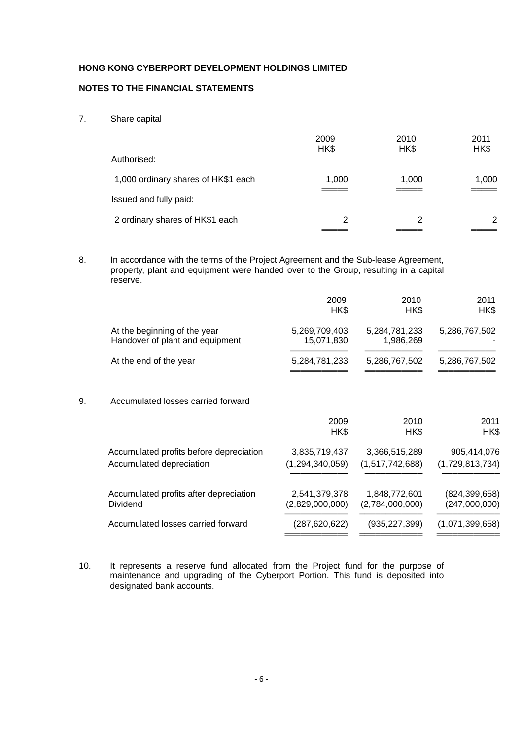**HONG KONG CYBERPORT DEVELOPMENT HOLDINGS LIMITED**

**NOTES TO THE FINANCIAL STATEMENTS**

7. Share capital

| | 2009<br>HK$ | 2010<br>HK$ | 2011<br>HK$ |
|---|---|---|---|
| Authorised: | | | |
| 1,000 ordinary shares of HK$1 each | 1,000 | 1,000 | 1,000 |
| Issued and fully paid: | | | |
| 2 ordinary shares of HK$1 each | 2 | 2 | 2 |

8. In accordance with the terms of the Project Agreement and the Sub-lease Agreement, property, plant and equipment were handed over to the Group, resulting in a capital reserve.

| | 2009<br>HK$ | 2010<br>HK$ | 2011<br>HK$ |
|---|---|---|---|
| At the beginning of the year | 5,269,709,403 | 5,284,781,233 | 5,286,767,502 |
| Handover of plant and equipment | 15,071,830 | 1,986,269 | - |
| At the end of the year | 5,284,781,233 | 5,286,767,502 | 5,286,767,502 |

9. Accumulated losses carried forward

| | 2009<br>HK$ | 2010<br>HK$ | 2011<br>HK$ |
|---|---|---|---|
| Accumulated profits before depreciation | 3,835,719,437 | 3,366,515,289 | 905,414,076 |
| Accumulated depreciation | (1,294,340,059) | (1,517,742,688) | (1,729,813,734) |
| Accumulated profits after depreciation | 2,541,379,378 | 1,848,772,601 | (824,399,658) |
| Dividend | (2,829,000,000) | (2,784,000,000) | (247,000,000) |
| Accumulated losses carried forward | (287,620,622) | (935,227,399) | (1,071,399,658) |

10. It represents a reserve fund allocated from the Project fund for the purpose of maintenance and upgrading of the Cyberport Portion. This fund is deposited into designated bank accounts.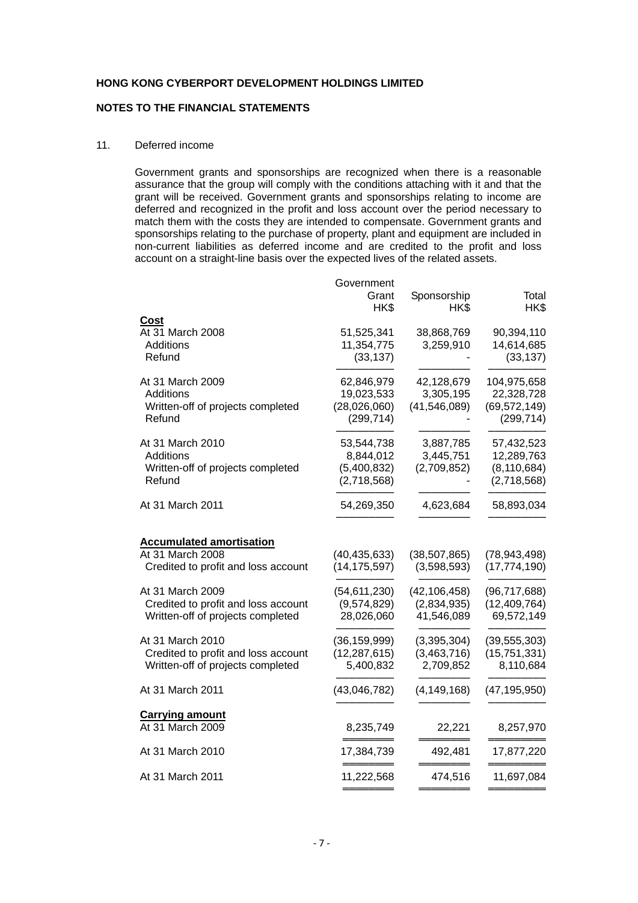**HONG KONG CYBERPORT DEVELOPMENT HOLDINGS LIMITED**

**NOTES TO THE FINANCIAL STATEMENTS**

11. Deferred income

Government grants and sponsorships are recognized when there is a reasonable assurance that the group will comply with the conditions attaching with it and that the grant will be received. Government grants and sponsorships relating to income are deferred and recognized in the profit and loss account over the period necessary to match them with the costs they are intended to compensate. Government grants and sponsorships relating to the purchase of property, plant and equipment are included in non-current liabilities as deferred income and are credited to the profit and loss account on a straight-line basis over the expected lives of the related assets.

| | Government Grant HK$ | Sponsorship HK$ | Total HK$ |
|---|---|---|---|
| **Cost** | | | |
| At 31 March 2008 | 51,525,341 | 38,868,769 | 90,394,110 |
| Additions | 11,354,775 | 3,259,910 | 14,614,685 |
| Refund | (33,137) | - | (33,137) |
| At 31 March 2009 | 62,846,979 | 42,128,679 | 104,975,658 |
| Additions | 19,023,533 | 3,305,195 | 22,328,728 |
| Written-off of projects completed | (28,026,060) | (41,546,089) | (69,572,149) |
| Refund | (299,714) | - | (299,714) |
| At 31 March 2010 | 53,544,738 | 3,887,785 | 57,432,523 |
| Additions | 8,844,012 | 3,445,751 | 12,289,763 |
| Written-off of projects completed | (5,400,832) | (2,709,852) | (8,110,684) |
| Refund | (2,718,568) | - | (2,718,568) |
| At 31 March 2011 | 54,269,350 | 4,623,684 | 58,893,034 |
| **Accumulated amortisation** | | | |
| At 31 March 2008 | (40,435,633) | (38,507,865) | (78,943,498) |
| Credited to profit and loss account | (14,175,597) | (3,598,593) | (17,774,190) |
| At 31 March 2009 | (54,611,230) | (42,106,458) | (96,717,688) |
| Credited to profit and loss account | (9,574,829) | (2,834,935) | (12,409,764) |
| Written-off of projects completed | 28,026,060 | 41,546,089 | 69,572,149 |
| At 31 March 2010 | (36,159,999) | (3,395,304) | (39,555,303) |
| Credited to profit and loss account | (12,287,615) | (3,463,716) | (15,751,331) |
| Written-off of projects completed | 5,400,832 | 2,709,852 | 8,110,684 |
| At 31 March 2011 | (43,046,782) | (4,149,168) | (47,195,950) |
| **Carrying amount** | | | |
| At 31 March 2009 | 8,235,749 | 22,221 | 8,257,970 |
| At 31 March 2010 | 17,384,739 | 492,481 | 17,877,220 |
| At 31 March 2011 | 11,222,568 | 474,516 | 11,697,084 |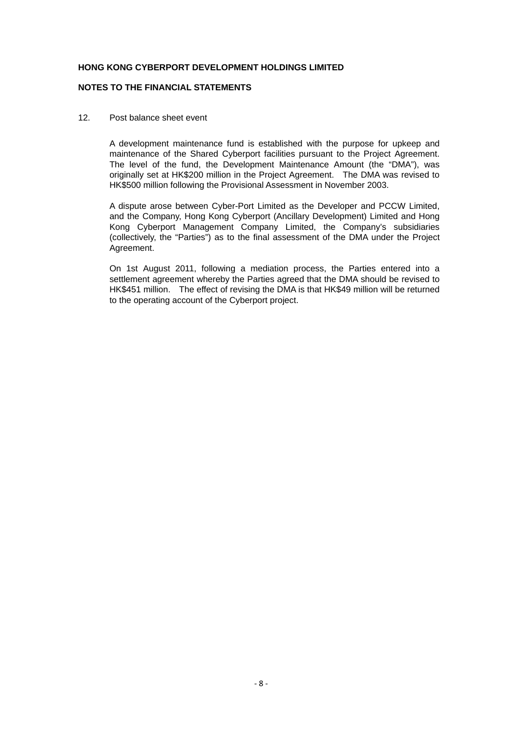**HONG KONG CYBERPORT DEVELOPMENT HOLDINGS LIMITED**

**NOTES TO THE FINANCIAL STATEMENTS**

12. Post balance sheet event

A development maintenance fund is established with the purpose for upkeep and maintenance of the Shared Cyberport facilities pursuant to the Project Agreement. The level of the fund, the Development Maintenance Amount (the "DMA"), was originally set at HK$200 million in the Project Agreement. The DMA was revised to HK$500 million following the Provisional Assessment in November 2003.

A dispute arose between Cyber-Port Limited as the Developer and PCCW Limited, and the Company, Hong Kong Cyberport (Ancillary Development) Limited and Hong Kong Cyberport Management Company Limited, the Company's subsidiaries (collectively, the "Parties") as to the final assessment of the DMA under the Project Agreement.

On 1st August 2011, following a mediation process, the Parties entered into a settlement agreement whereby the Parties agreed that the DMA should be revised to HK$451 million. The effect of revising the DMA is that HK$49 million will be returned to the operating account of the Cyberport project.